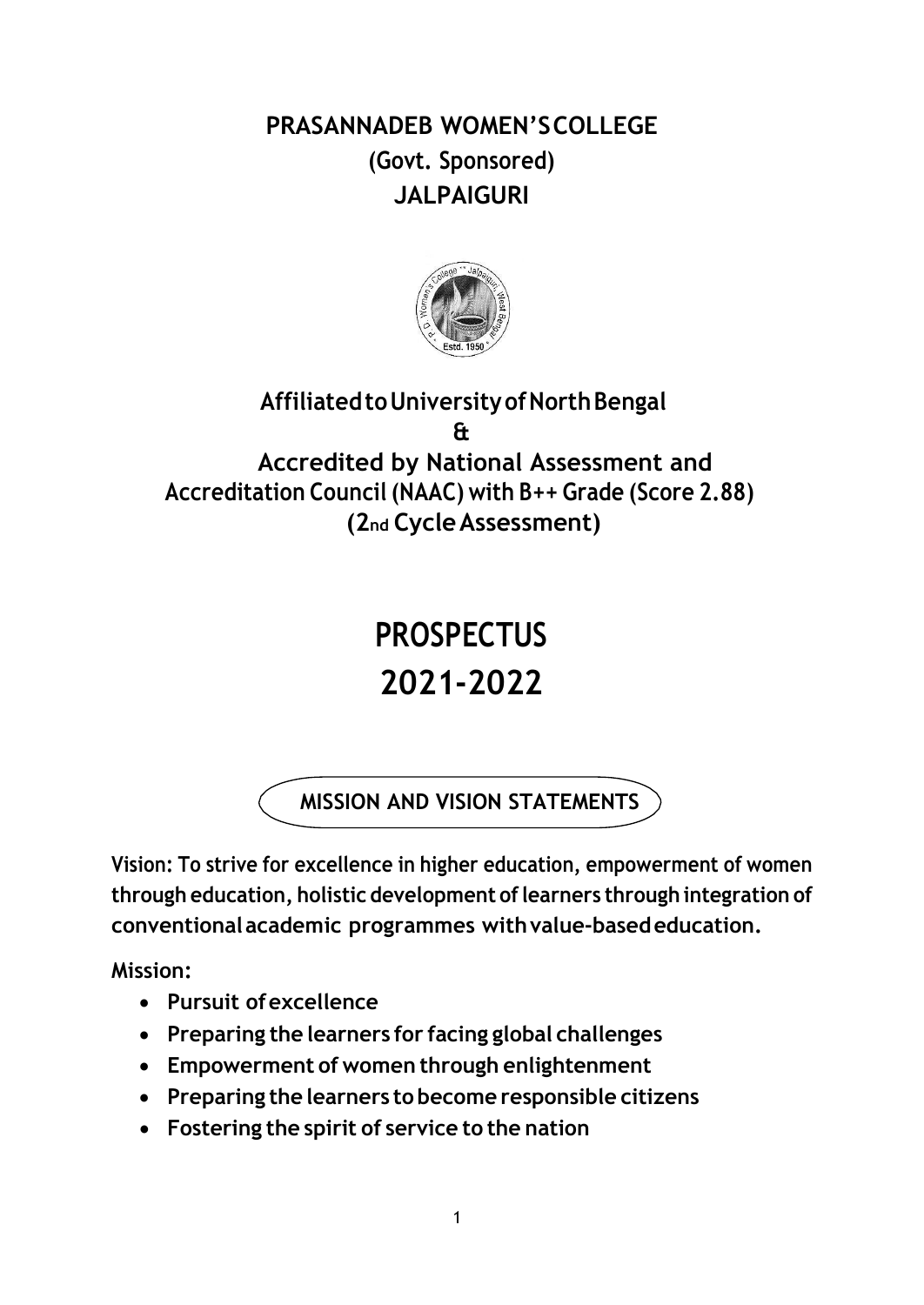# PRASANNADEB WOMEN'S COLLEGE
## (Govt. Sponsored)
## JALPAIGURI

**Affiliated to University of North Bengal**

**&**

**Accredited by National Assessment and Accreditation Council (NAAC) with B++ Grade (Score 2.88)**

**(2nd Cycle Assessment)**

# PROSPECTUS
# 2021-2022

## MISSION AND VISION STATEMENTS

**Vision: To strive for excellence in higher education, empowerment of women through education, holistic development of learners through integration of conventional academic programmes with value-based education.**

**Mission:**

- **Pursuit of excellence**
- **Preparing the learners for facing global challenges**
- **Empowerment of women through enlightenment**
- **Preparing the learners to become responsible citizens**
- **Fostering the spirit of service to the nation**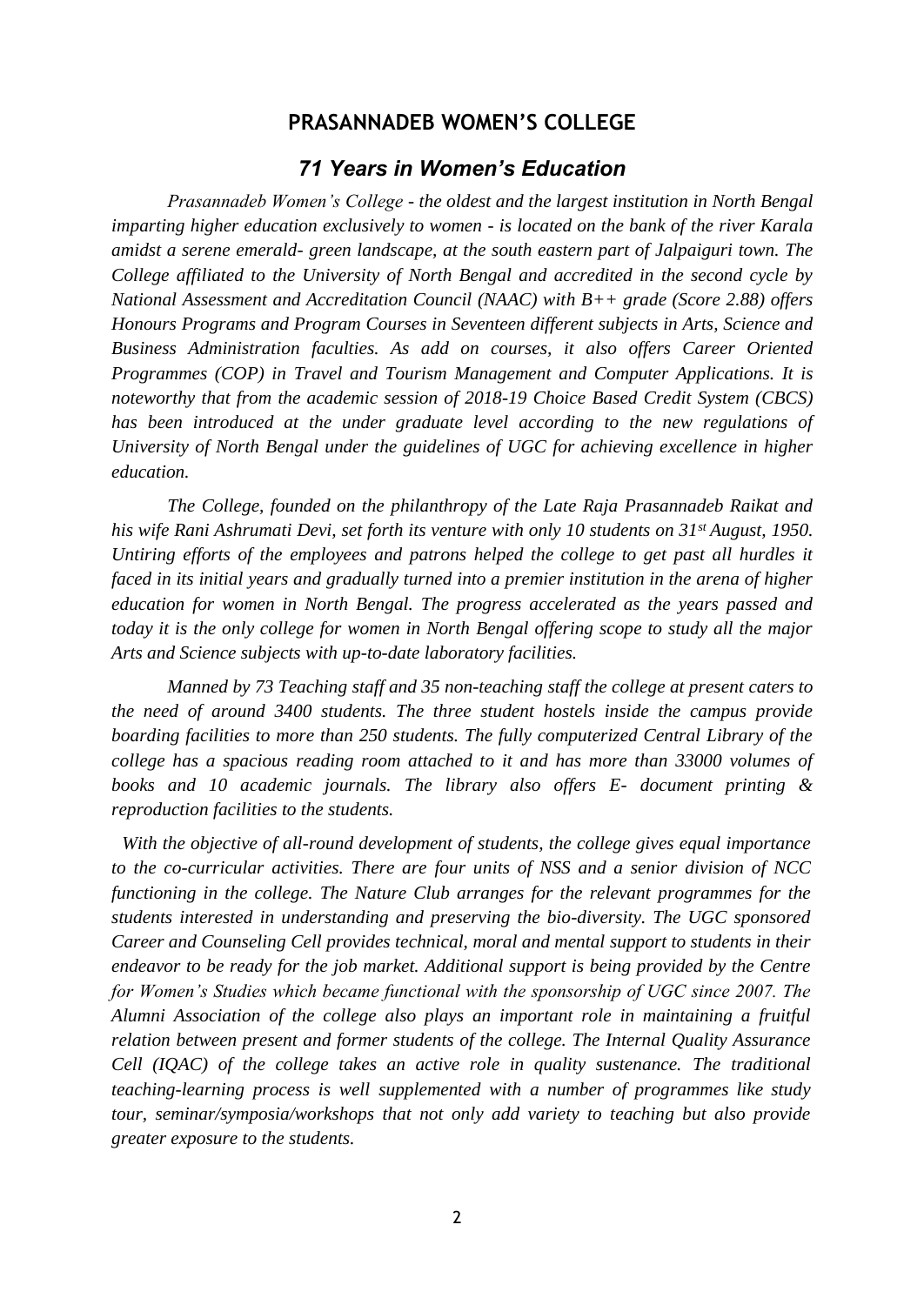## PRASANNADEB WOMEN'S COLLEGE

### *71 Years in Women's Education*

*Prasannadeb Women's College - the oldest and the largest institution in North Bengal imparting higher education exclusively to women - is located on the bank of the river Karala amidst a serene emerald- green landscape, at the south eastern part of Jalpaiguri town. The College affiliated to the University of North Bengal and accredited in the second cycle by National Assessment and Accreditation Council (NAAC) with B++ grade (Score 2.88) offers Honours Programs and Program Courses in Seventeen different subjects in Arts, Science and Business Administration faculties. As add on courses, it also offers Career Oriented Programmes (COP) in Travel and Tourism Management and Computer Applications. It is noteworthy that from the academic session of 2018-19 Choice Based Credit System (CBCS) has been introduced at the under graduate level according to the new regulations of University of North Bengal under the guidelines of UGC for achieving excellence in higher education.*

*The College, founded on the philanthropy of the Late Raja Prasannadeb Raikat and his wife Rani Ashrumati Devi, set forth its venture with only 10 students on 31st August, 1950. Untiring efforts of the employees and patrons helped the college to get past all hurdles it faced in its initial years and gradually turned into a premier institution in the arena of higher education for women in North Bengal. The progress accelerated as the years passed and today it is the only college for women in North Bengal offering scope to study all the major Arts and Science subjects with up-to-date laboratory facilities.*

*Manned by 73 Teaching staff and 35 non-teaching staff the college at present caters to the need of around 3400 students. The three student hostels inside the campus provide boarding facilities to more than 250 students. The fully computerized Central Library of the college has a spacious reading room attached to it and has more than 33000 volumes of books and 10 academic journals. The library also offers E- document printing & reproduction facilities to the students.*

*With the objective of all-round development of students, the college gives equal importance to the co-curricular activities. There are four units of NSS and a senior division of NCC functioning in the college. The Nature Club arranges for the relevant programmes for the students interested in understanding and preserving the bio-diversity. The UGC sponsored Career and Counseling Cell provides technical, moral and mental support to students in their endeavor to be ready for the job market. Additional support is being provided by the Centre for Women's Studies which became functional with the sponsorship of UGC since 2007. The Alumni Association of the college also plays an important role in maintaining a fruitful relation between present and former students of the college. The Internal Quality Assurance Cell (IQAC) of the college takes an active role in quality sustenance. The traditional teaching-learning process is well supplemented with a number of programmes like study tour, seminar/symposia/workshops that not only add variety to teaching but also provide greater exposure to the students.*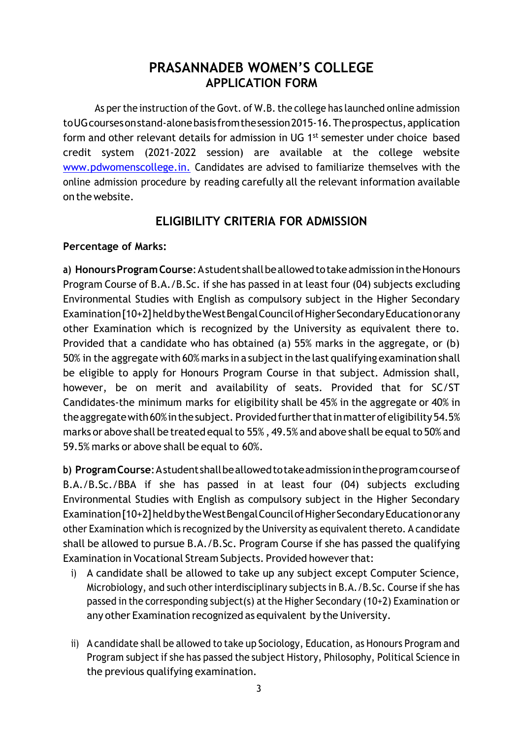# PRASANNADEB WOMEN'S COLLEGE

## APPLICATION FORM

As per the instruction of the Govt. of W.B. the college has launched online admission to UG courses on stand-alone basis from the session 2015-16. The prospectus, application form and other relevant details for admission in UG 1st semester under choice based credit system (2021-2022 session) are available at the college website [www.pdwomenscollege.in.](http://www.pdwomenscollege.in) Candidates are advised to familiarize themselves with the online admission procedure by reading carefully all the relevant information available on the website.

## ELIGIBILITY CRITERIA FOR ADMISSION

**Percentage of Marks:**

a) **Honours Program Course**: A student shall be allowed to take admission in the Honours Program Course of B.A./B.Sc. if she has passed in at least four (04) subjects excluding Environmental Studies with English as compulsory subject in the Higher Secondary Examination [10+2] held by the West Bengal Council of Higher Secondary Education or any other Examination which is recognized by the University as equivalent there to. Provided that a candidate who has obtained (a) 55% marks in the aggregate, or (b) 50% in the aggregate with 60% marks in a subject in the last qualifying examination shall be eligible to apply for Honours Program Course in that subject. Admission shall, however, be on merit and availability of seats. Provided that for SC/ST Candidates-the minimum marks for eligibility shall be 45% in the aggregate or 40% in the aggregate with 60% in the subject. Provided further that in matter of eligibility 54.5% marks or above shall be treated equal to 55% , 49.5% and above shall be equal to 50% and 59.5% marks or above shall be equal to 60%.

b) **Program Course**: A student shall be allowed to take admission in the program course of B.A./B.Sc./BBA if she has passed in at least four (04) subjects excluding Environmental Studies with English as compulsory subject in the Higher Secondary Examination [10+2] held by the West Bengal Council of Higher Secondary Education or any other Examination which is recognized by the University as equivalent thereto. A candidate shall be allowed to pursue B.A./B.Sc. Program Course if she has passed the qualifying Examination in Vocational Stream Subjects. Provided however that:

i) A candidate shall be allowed to take up any subject except Computer Science, Microbiology, and such other interdisciplinary subjects in B.A./B.Sc. Course if she has passed in the corresponding subject(s) at the Higher Secondary (10+2) Examination or any other Examination recognized as equivalent by the University.

ii) A candidate shall be allowed to take up Sociology, Education, as Honours Program and Program subject if she has passed the subject History, Philosophy, Political Science in the previous qualifying examination.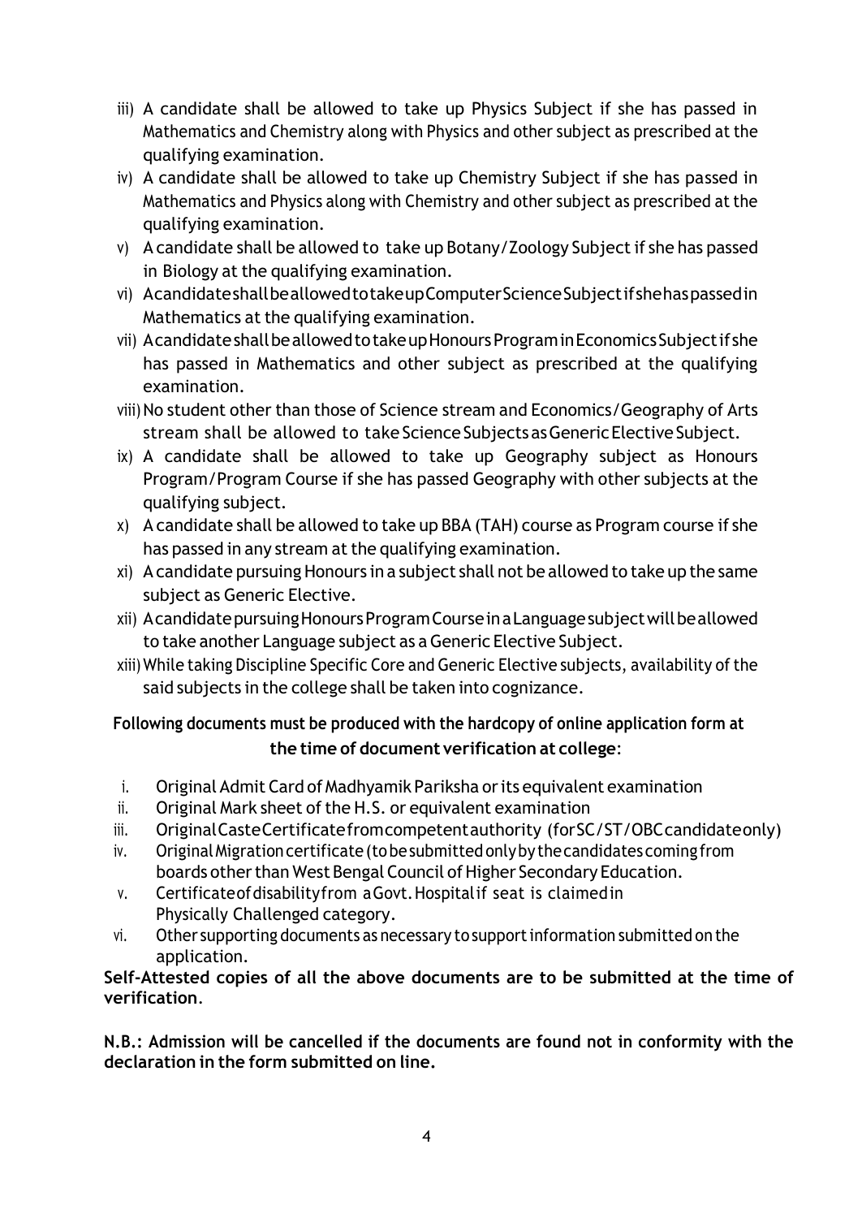iii) A candidate shall be allowed to take up Physics Subject if she has passed in Mathematics and Chemistry along with Physics and other subject as prescribed at the qualifying examination.

iv) A candidate shall be allowed to take up Chemistry Subject if she has passed in Mathematics and Physics along with Chemistry and other subject as prescribed at the qualifying examination.

v) A candidate shall be allowed to take up Botany/Zoology Subject if she has passed in Biology at the qualifying examination.

vi) A candidate shall be allowed to take up Computer Science Subject if she has passed in Mathematics at the qualifying examination.

vii) A candidate shall be allowed to take up Honours Program in Economics Subject if she has passed in Mathematics and other subject as prescribed at the qualifying examination.

viii) No student other than those of Science stream and Economics/Geography of Arts stream shall be allowed to take Science Subjects as Generic Elective Subject.

ix) A candidate shall be allowed to take up Geography subject as Honours Program/Program Course if she has passed Geography with other subjects at the qualifying subject.

x) A candidate shall be allowed to take up BBA (TAH) course as Program course if she has passed in any stream at the qualifying examination.

xi) A candidate pursuing Honours in a subject shall not be allowed to take up the same subject as Generic Elective.

xii) A candidate pursuing Honours Program Course in a Language subject will be allowed to take another Language subject as a Generic Elective Subject.

xiii) While taking Discipline Specific Core and Generic Elective subjects, availability of the said subjects in the college shall be taken into cognizance.

**Following documents must be produced with the hardcopy of online application form at the time of document verification at college**:

i. Original Admit Card of Madhyamik Pariksha or its equivalent examination
ii. Original Mark sheet of the H.S. or equivalent examination
iii. Original Caste Certificate from competent authority (for SC/ST/OBC candidate only)
iv. Original Migration certificate (to be submitted only by the candidates coming from boards other than West Bengal Council of Higher Secondary Education.
v. Certificate of disability from a Govt. Hospital if seat is claimed in Physically Challenged category.
vi. Other supporting documents as necessary to support information submitted on the application.

**Self-Attested copies of all the above documents are to be submitted at the time of verification**.

**N.B.: Admission will be cancelled if the documents are found not in conformity with the declaration in the form submitted on line.**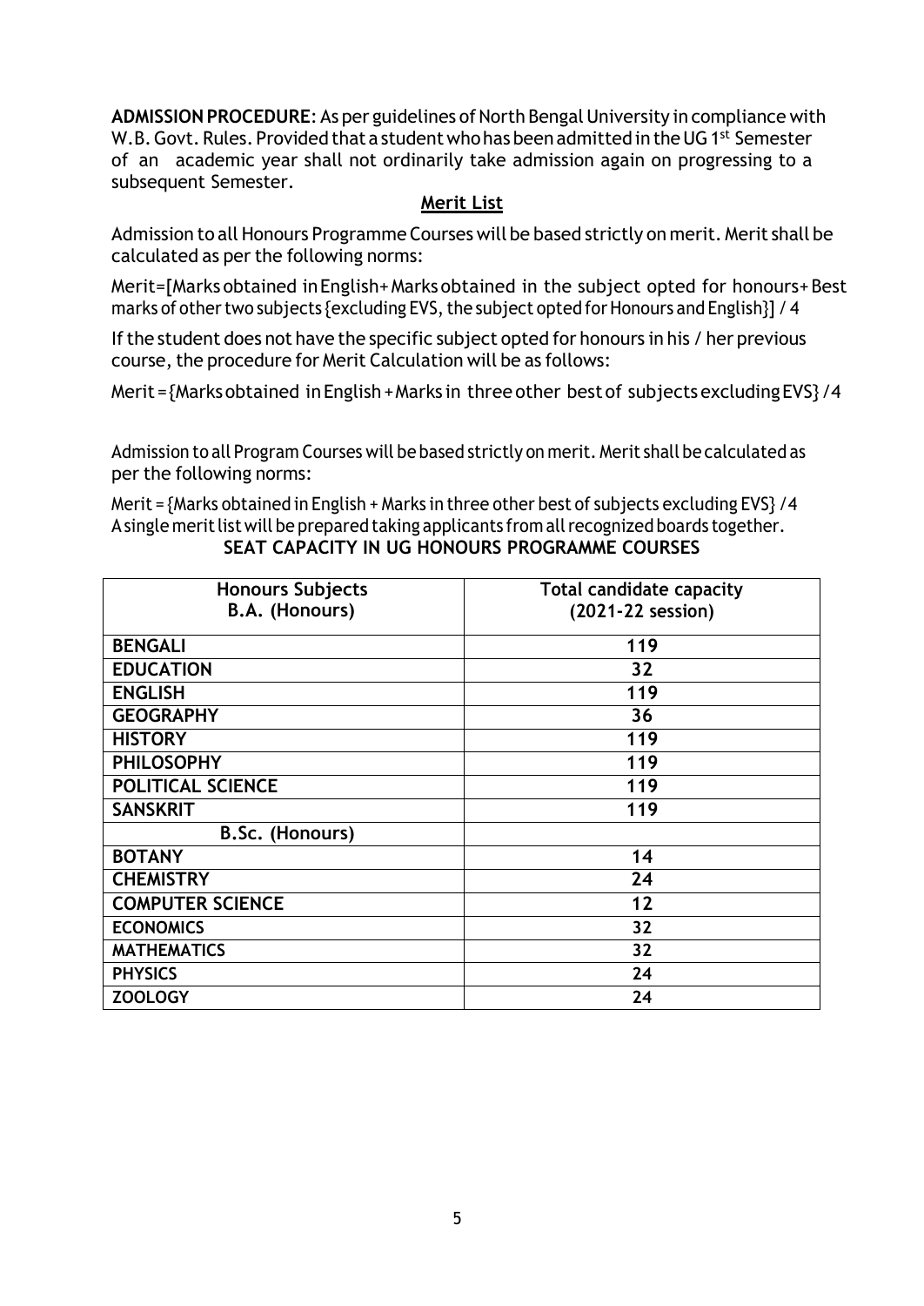**ADMISSION PROCEDURE**: As per guidelines of North Bengal University in compliance with W.B. Govt. Rules. Provided that a student who has been admitted in the UG 1st Semester of an academic year shall not ordinarily take admission again on progressing to a subsequent Semester.

## Merit List

Admission to all Honours Programme Courses will be based strictly on merit. Merit shall be calculated as per the following norms:

Merit=[Marks obtained in English+ Marks obtained in the subject opted for honours+ Best marks of other two subjects {excluding EVS, the subject opted for Honours and English}] / 4

If the student does not have the specific subject opted for honours in his / her previous course, the procedure for Merit Calculation will be as follows:

Merit = {Marks obtained in English + Marks in three other best of subjects excluding EVS} / 4

Admission to all Program Courses will be based strictly on merit. Merit shall be calculated as per the following norms:

Merit = {Marks obtained in English + Marks in three other best of subjects excluding EVS} / 4

A single merit list will be prepared taking applicants from all recognized boards together.

## SEAT CAPACITY IN UG HONOURS PROGRAMME COURSES

| Honours Subjects B.A. (Honours) | Total candidate capacity (2021-22 session) |
|---|---|
| **BENGALI** | 119 |
| **EDUCATION** | 32 |
| **ENGLISH** | 119 |
| **GEOGRAPHY** | 36 |
| **HISTORY** | 119 |
| **PHILOSOPHY** | 119 |
| **POLITICAL SCIENCE** | 119 |
| **SANSKRIT** | 119 |
| **B.Sc. (Honours)** | |
| **BOTANY** | 14 |
| **CHEMISTRY** | 24 |
| **COMPUTER SCIENCE** | 12 |
| **ECONOMICS** | 32 |
| **MATHEMATICS** | 32 |
| **PHYSICS** | 24 |
| **ZOOLOGY** | 24 |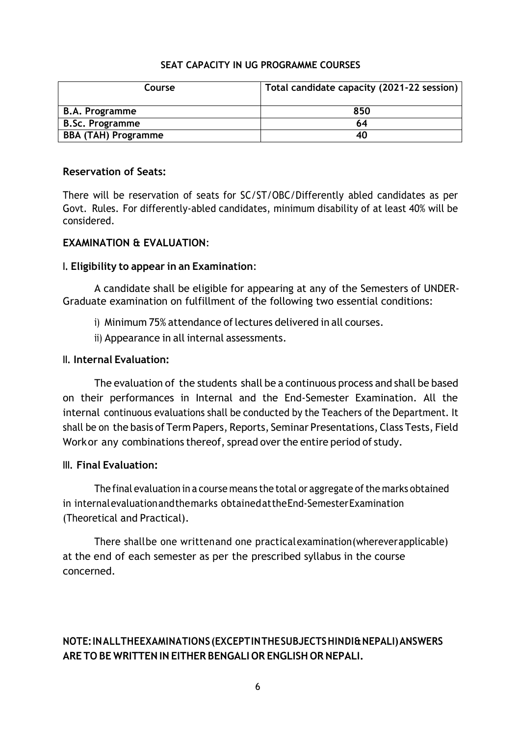## SEAT CAPACITY IN UG PROGRAMME COURSES

| Course | Total candidate capacity (2021-22 session) |
|---|---|
| B.A. Programme | 850 |
| B.Sc. Programme | 64 |
| BBA (TAH) Programme | 40 |

### Reservation of Seats:

There will be reservation of seats for SC/ST/OBC/Differently abled candidates as per Govt. Rules. For differently-abled candidates, minimum disability of at least 40% will be considered.

### EXAMINATION & EVALUATION:

#### I. Eligibility to appear in an Examination:

A candidate shall be eligible for appearing at any of the Semesters of UNDER-Graduate examination on fulfillment of the following two essential conditions:

i) Minimum 75% attendance of lectures delivered in all courses.

ii) Appearance in all internal assessments.

#### II. Internal Evaluation:

The evaluation of the students shall be a continuous process and shall be based on their performances in Internal and the End-Semester Examination. All the internal continuous evaluations shall be conducted by the Teachers of the Department. It shall be on the basis of Term Papers, Reports, Seminar Presentations, Class Tests, Field Work or any combinations thereof, spread over the entire period of study.

#### III. Final Evaluation:

The final evaluation in a course means the total or aggregate of the marks obtained in internal evaluation and the marks obtained at the End-Semester Examination (Theoretical and Practical).

There shall be one written and one practical examination (wherever applicable) at the end of each semester as per the prescribed syllabus in the course concerned.

**NOTE: IN ALL THE EXAMINATIONS (EXCEPT IN THE SUBJECTS HINDI & NEPALI) ANSWERS ARE TO BE WRITTEN IN EITHER BENGALI OR ENGLISH OR NEPALI.**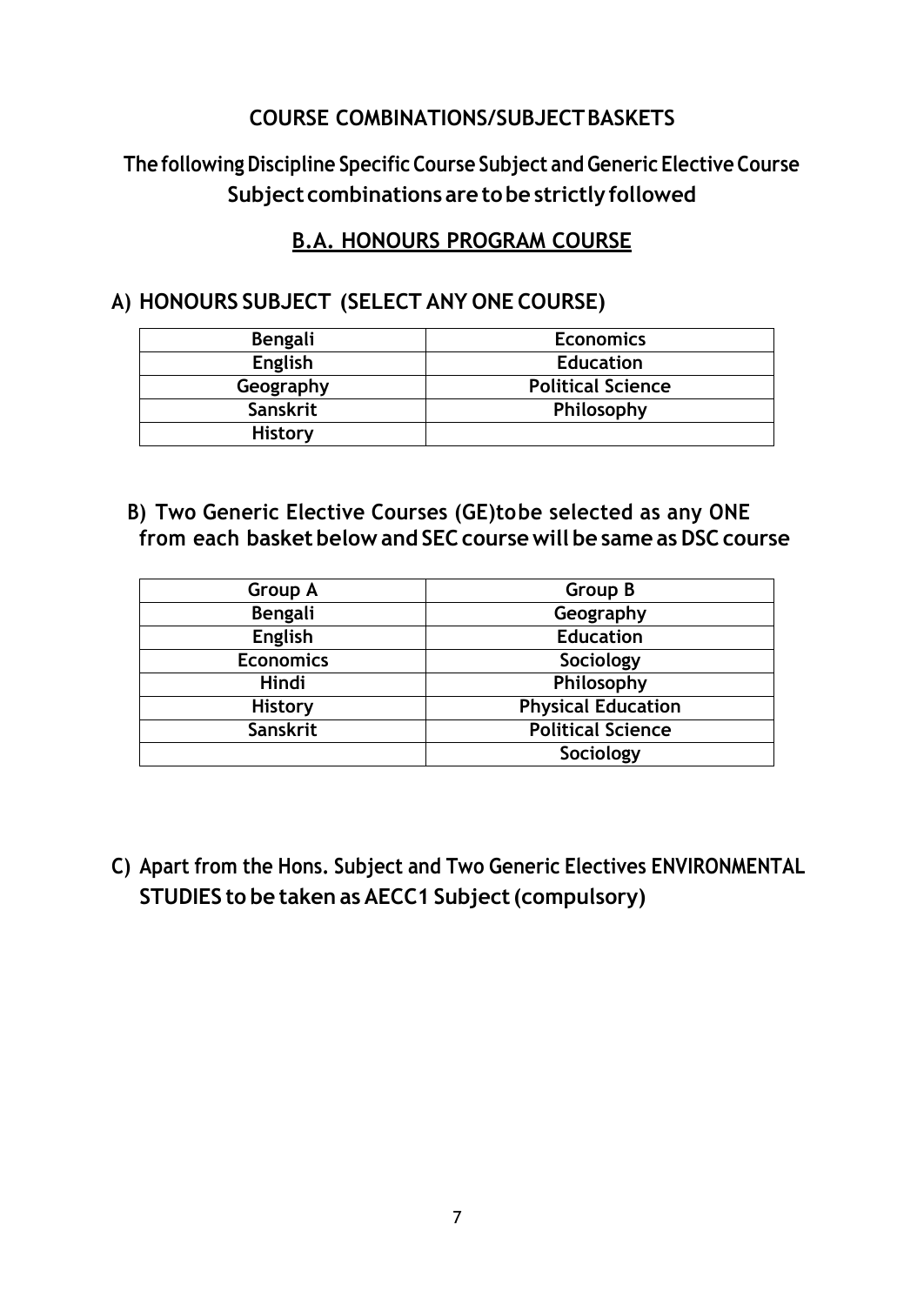## COURSE COMBINATIONS/SUBJECT BASKETS

**The following Discipline Specific Course Subject and Generic Elective Course Subject combinations are to be strictly followed**

## B.A. HONOURS PROGRAM COURSE

### A) HONOURS SUBJECT (SELECT ANY ONE COURSE)

| | |
|---|---|
| **Bengali** | **Economics** |
| **English** | **Education** |
| **Geography** | **Political Science** |
| **Sanskrit** | **Philosophy** |
| **History** | |

### B) Two Generic Elective Courses (GE)tobe selected as any ONE from each basket below and SEC course will be same as DSC course

| Group A | Group B |
|---|---|
| **Bengali** | **Geography** |
| **English** | **Education** |
| **Economics** | **Sociology** |
| **Hindi** | **Philosophy** |
| **History** | **Physical Education** |
| **Sanskrit** | **Political Science** |
| | **Sociology** |

### C) Apart from the Hons. Subject and Two Generic Electives ENVIRONMENTAL STUDIES to be taken as AECC1 Subject (compulsory)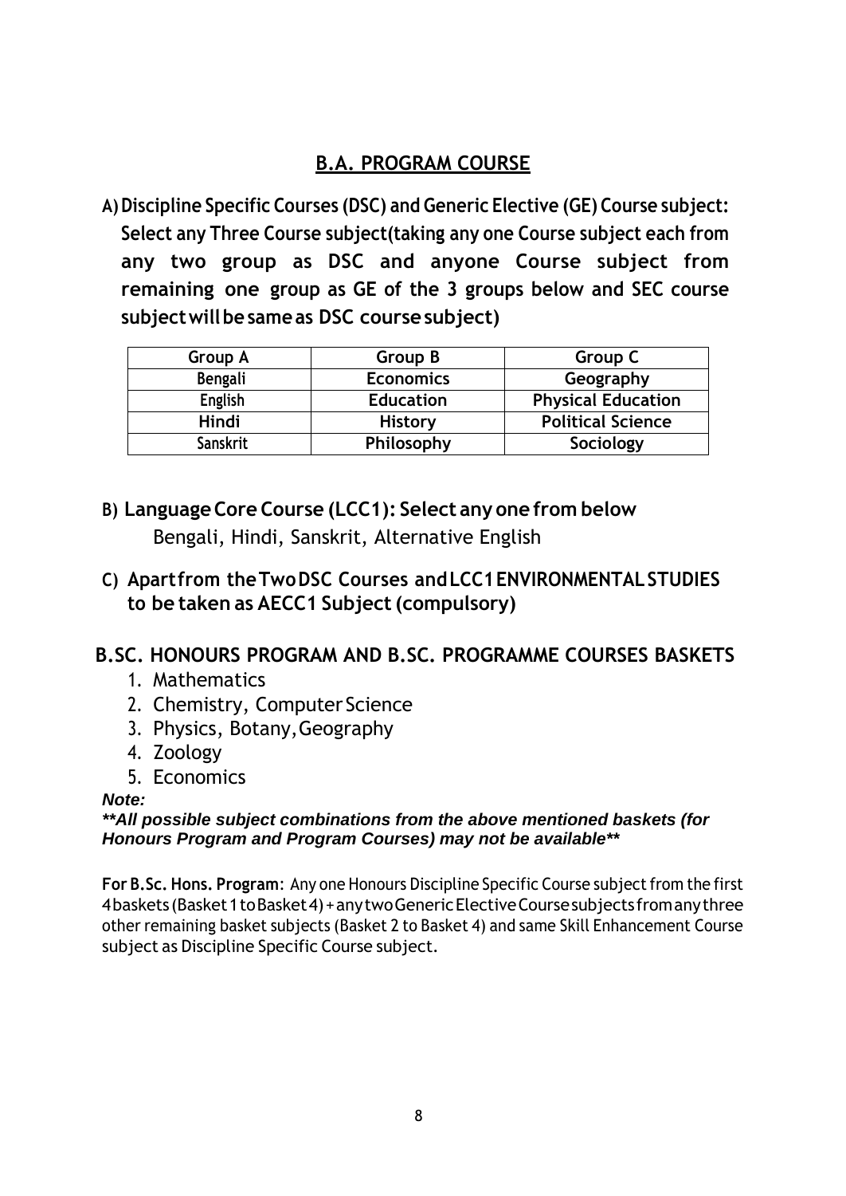## B.A. PROGRAM COURSE

**A) Discipline Specific Courses (DSC) and Generic Elective (GE) Course subject: Select any Three Course subject(taking any one Course subject each from any two group as DSC and anyone Course subject from remaining one group as GE of the 3 groups below and SEC course subject will be same as DSC course subject)**

| Group A | Group B | Group C |
|---|---|---|
| Bengali | Economics | Geography |
| English | Education | Physical Education |
| Hindi | History | Political Science |
| Sanskrit | Philosophy | Sociology |

**B) Language Core Course (LCC1): Select any one from below**

Bengali, Hindi, Sanskrit, Alternative English

**C) Apart from the Two DSC Courses and LCC1 ENVIRONMENTAL STUDIES to be taken as AECC1 Subject (compulsory)**

## B.SC. HONOURS PROGRAM AND B.SC. PROGRAMME COURSES BASKETS

1. Mathematics
2. Chemistry, Computer Science
3. Physics, Botany, Geography
4. Zoology
5. Economics

***Note:***

***\*\*All possible subject combinations from the above mentioned baskets (for Honours Program and Program Courses) may not be available\*\****

**For B.Sc. Hons. Program**: Any one Honours Discipline Specific Course subject from the first 4 baskets (Basket 1 to Basket 4) + any two Generic Elective Course subjects from any three other remaining basket subjects (Basket 2 to Basket 4) and same Skill Enhancement Course subject as Discipline Specific Course subject.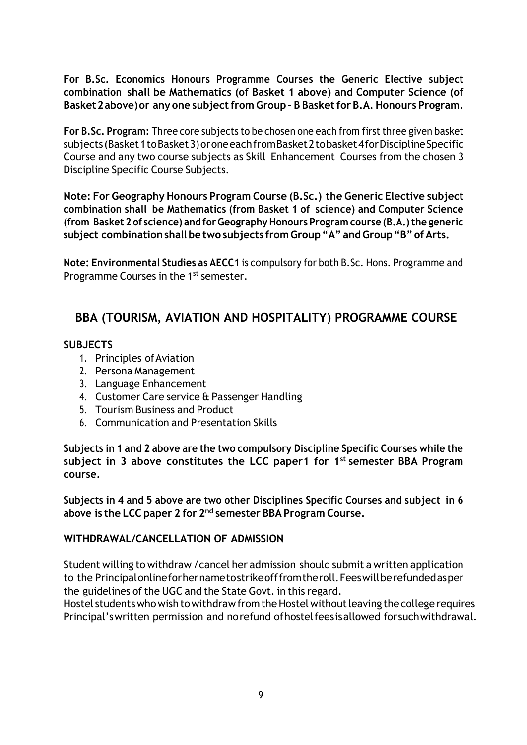**For B.Sc. Economics Honours Programme Courses the Generic Elective subject combination shall be Mathematics (of Basket 1 above) and Computer Science (of Basket 2 above) or any one subject from Group – B Basket for B.A. Honours Program.**

**For B.Sc. Program:** Three core subjects to be chosen one each from first three given basket subjects (Basket 1 to Basket 3) or one each from Basket 2 to basket 4 for Discipline Specific Course and any two course subjects as Skill Enhancement Courses from the chosen 3 Discipline Specific Course Subjects.

**Note: For Geography Honours Program Course (B.Sc.) the Generic Elective subject combination shall be Mathematics (from Basket 1 of science) and Computer Science (from Basket 2 of science) and for Geography Honours Program course (B.A.) the generic subject combination shall be two subjects from Group "A" and Group "B" of Arts.**

**Note: Environmental Studies as AECC1** is compulsory for both B.Sc. Hons. Programme and Programme Courses in the 1st semester.

## BBA (TOURISM, AVIATION AND HOSPITALITY) PROGRAMME COURSE

**SUBJECTS**

1. Principles of Aviation
2. Persona Management
3. Language Enhancement
4. Customer Care service & Passenger Handling
5. Tourism Business and Product
6. Communication and Presentation Skills

**Subjects in 1 and 2 above are the two compulsory Discipline Specific Courses while the subject in 3 above constitutes the LCC paper1 for 1st semester BBA Program course.**

**Subjects in 4 and 5 above are two other Disciplines Specific Courses and subject in 6 above is the LCC paper 2 for 2nd semester BBA Program Course.**

**WITHDRAWAL/CANCELLATION OF ADMISSION**

Student willing to withdraw / cancel her admission should submit a written application to the Principal online for her name to strike off from the roll. Fees will be refunded as per the guidelines of the UGC and the State Govt. in this regard.

Hostel students who wish to withdraw from the Hostel without leaving the college requires Principal's written permission and no refund of hostel fees is allowed for such withdrawal.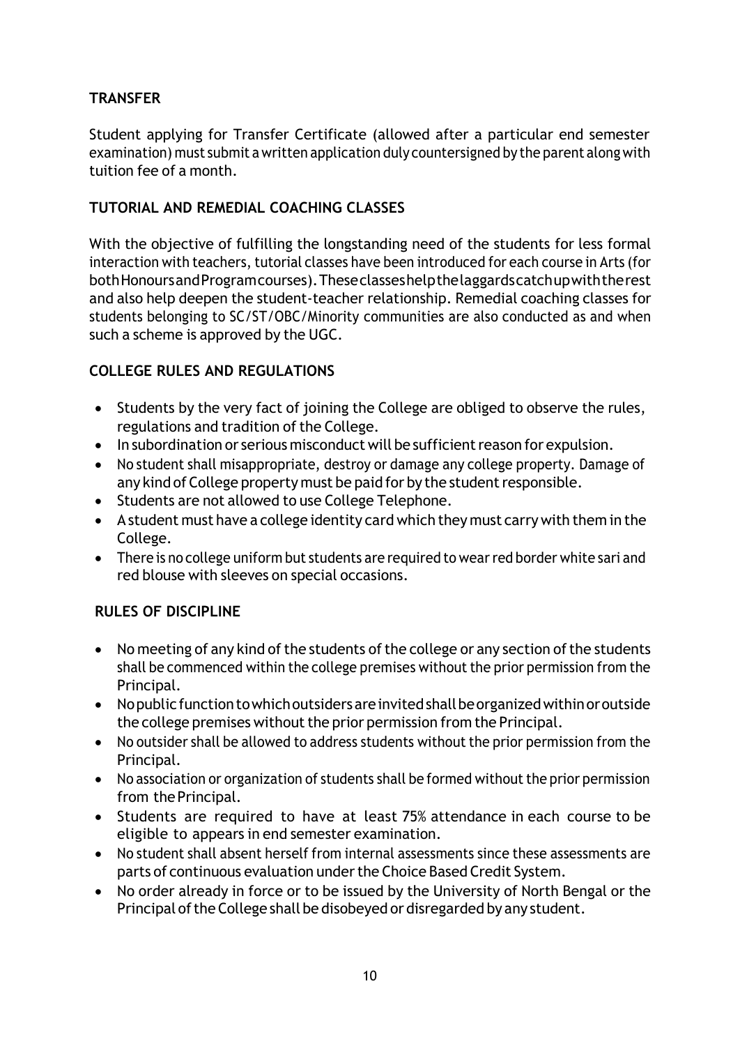## TRANSFER

Student applying for Transfer Certificate (allowed after a particular end semester examination) must submit a written application duly countersigned by the parent along with tuition fee of a month.

## TUTORIAL AND REMEDIAL COACHING CLASSES

With the objective of fulfilling the longstanding need of the students for less formal interaction with teachers, tutorial classes have been introduced for each course in Arts (for both Honours and Program courses). These classes help the laggards catch up with the rest and also help deepen the student-teacher relationship. Remedial coaching classes for students belonging to SC/ST/OBC/Minority communities are also conducted as and when such a scheme is approved by the UGC.

## COLLEGE RULES AND REGULATIONS

- Students by the very fact of joining the College are obliged to observe the rules, regulations and tradition of the College.
- In subordination or serious misconduct will be sufficient reason for expulsion.
- No student shall misappropriate, destroy or damage any college property. Damage of any kind of College property must be paid for by the student responsible.
- Students are not allowed to use College Telephone.
- A student must have a college identity card which they must carry with them in the College.
- There is no college uniform but students are required to wear red border white sari and red blouse with sleeves on special occasions.

## RULES OF DISCIPLINE

- No meeting of any kind of the students of the college or any section of the students shall be commenced within the college premises without the prior permission from the Principal.
- No public function to which outsiders are invited shall be organized within or outside the college premises without the prior permission from the Principal.
- No outsider shall be allowed to address students without the prior permission from the Principal.
- No association or organization of students shall be formed without the prior permission from the Principal.
- Students are required to have at least 75% attendance in each course to be eligible to appears in end semester examination.
- No student shall absent herself from internal assessments since these assessments are parts of continuous evaluation under the Choice Based Credit System.
- No order already in force or to be issued by the University of North Bengal or the Principal of the College shall be disobeyed or disregarded by any student.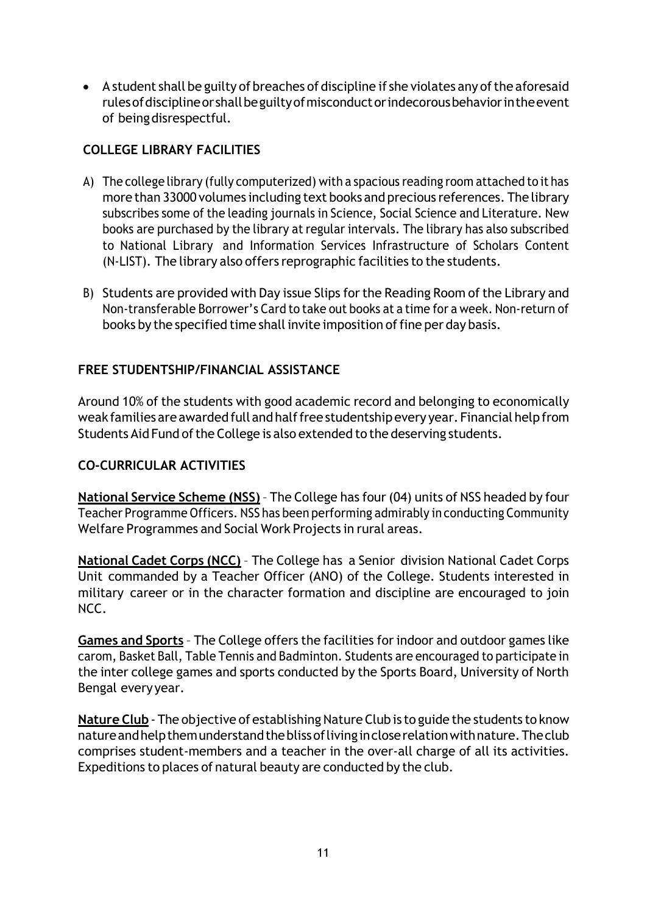- A student shall be guilty of breaches of discipline if she violates any of the aforesaid rules of discipline or shall be guilty of misconduct or indecorous behavior in the event of being disrespectful.

## COLLEGE LIBRARY FACILITIES

A) The college library (fully computerized) with a spacious reading room attached to it has more than 33000 volumes including text books and precious references. The library subscribes some of the leading journals in Science, Social Science and Literature. New books are purchased by the library at regular intervals. The library has also subscribed to National Library and Information Services Infrastructure of Scholars Content (N-LIST). The library also offers reprographic facilities to the students.

B) Students are provided with Day issue Slips for the Reading Room of the Library and Non-transferable Borrower's Card to take out books at a time for a week. Non-return of books by the specified time shall invite imposition of fine per day basis.

## FREE STUDENTSHIP/FINANCIAL ASSISTANCE

Around 10% of the students with good academic record and belonging to economically weak families are awarded full and half free studentship every year. Financial help from Students Aid Fund of the College is also extended to the deserving students.

## CO-CURRICULAR ACTIVITIES

**National Service Scheme (NSS)** – The College has four (04) units of NSS headed by four Teacher Programme Officers. NSS has been performing admirably in conducting Community Welfare Programmes and Social Work Projects in rural areas.

**National Cadet Corps (NCC)** – The College has a Senior division National Cadet Corps Unit commanded by a Teacher Officer (ANO) of the College. Students interested in military career or in the character formation and discipline are encouraged to join NCC.

**Games and Sports** – The College offers the facilities for indoor and outdoor games like carom, Basket Ball, Table Tennis and Badminton. Students are encouraged to participate in the inter college games and sports conducted by the Sports Board, University of North Bengal every year.

**Nature Club** - The objective of establishing Nature Club is to guide the students to know nature and help them understand the bliss of living in close relation with nature. The club comprises student-members and a teacher in the over-all charge of all its activities. Expeditions to places of natural beauty are conducted by the club.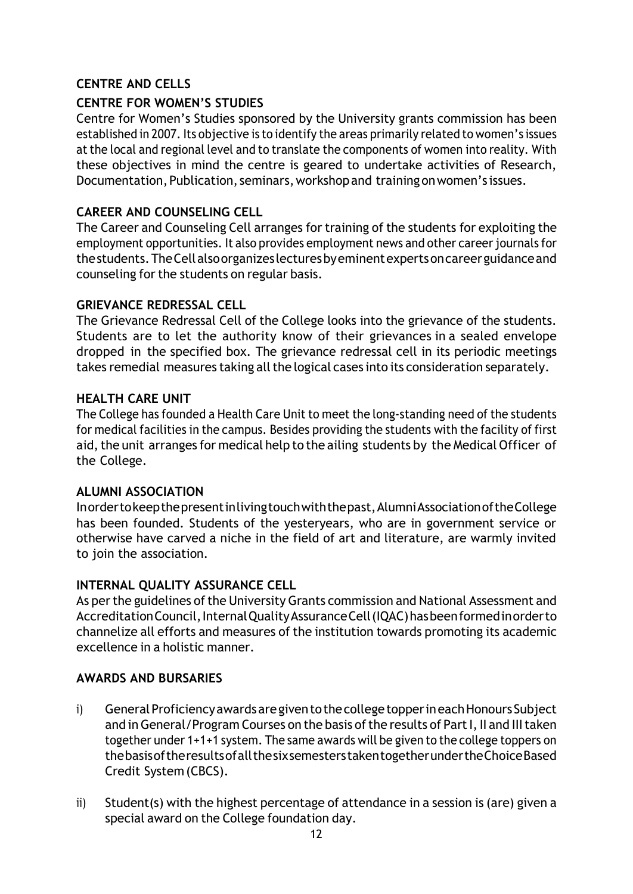## CENTRE AND CELLS

### CENTRE FOR WOMEN'S STUDIES

Centre for Women's Studies sponsored by the University grants commission has been established in 2007. Its objective is to identify the areas primarily related to women's issues at the local and regional level and to translate the components of women into reality. With these objectives in mind the centre is geared to undertake activities of Research, Documentation, Publication, seminars, workshop and training on women's issues.

### CAREER AND COUNSELING CELL

The Career and Counseling Cell arranges for training of the students for exploiting the employment opportunities. It also provides employment news and other career journals for the students. The Cell also organizes lectures by eminent experts on career guidance and counseling for the students on regular basis.

### GRIEVANCE REDRESSAL CELL

The Grievance Redressal Cell of the College looks into the grievance of the students. Students are to let the authority know of their grievances in a sealed envelope dropped in the specified box. The grievance redressal cell in its periodic meetings takes remedial measures taking all the logical cases into its consideration separately.

### HEALTH CARE UNIT

The College has founded a Health Care Unit to meet the long-standing need of the students for medical facilities in the campus. Besides providing the students with the facility of first aid, the unit arranges for medical help to the ailing students by the Medical Officer of the College.

### ALUMNI ASSOCIATION

In order to keep the present in living touch with the past, Alumni Association of the College has been founded. Students of the yesteryears, who are in government service or otherwise have carved a niche in the field of art and literature, are warmly invited to join the association.

### INTERNAL QUALITY ASSURANCE CELL

As per the guidelines of the University Grants commission and National Assessment and Accreditation Council, Internal Quality Assurance Cell (IQAC) has been formed in order to channelize all efforts and measures of the institution towards promoting its academic excellence in a holistic manner.

### AWARDS AND BURSARIES

i) General Proficiency awards are given to the college topper in each Honours Subject and in General/Program Courses on the basis of the results of Part I, II and III taken together under 1+1+1 system. The same awards will be given to the college toppers on the basis of the results of all the six semesters taken together under the Choice Based Credit System (CBCS).

ii) Student(s) with the highest percentage of attendance in a session is (are) given a special award on the College foundation day.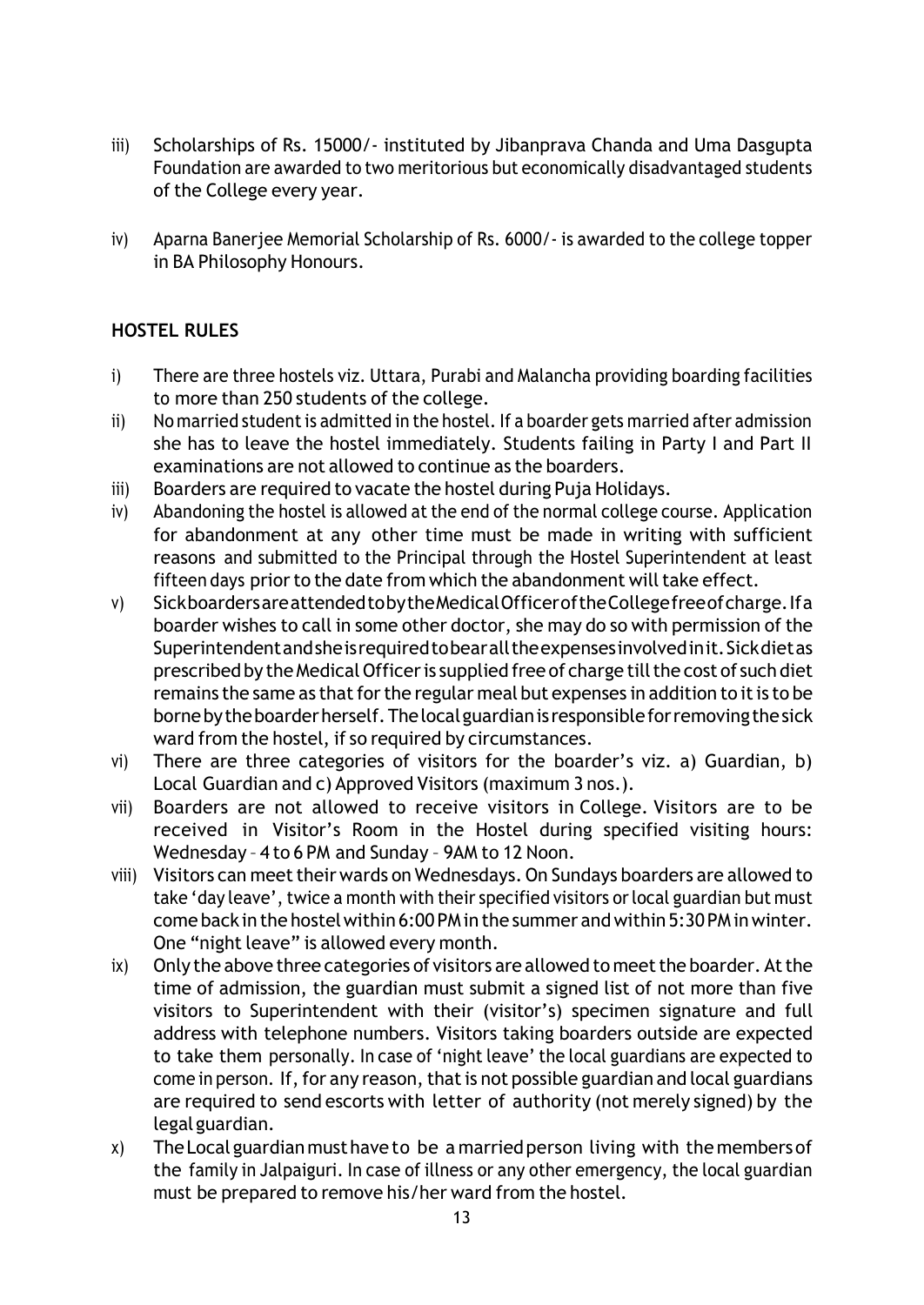iii) Scholarships of Rs. 15000/- instituted by Jibanprava Chanda and Uma Dasgupta Foundation are awarded to two meritorious but economically disadvantaged students of the College every year.

iv) Aparna Banerjee Memorial Scholarship of Rs. 6000/- is awarded to the college topper in BA Philosophy Honours.

## HOSTEL RULES

i) There are three hostels viz. Uttara, Purabi and Malancha providing boarding facilities to more than 250 students of the college.

ii) No married student is admitted in the hostel. If a boarder gets married after admission she has to leave the hostel immediately. Students failing in Party I and Part II examinations are not allowed to continue as the boarders.

iii) Boarders are required to vacate the hostel during Puja Holidays.

iv) Abandoning the hostel is allowed at the end of the normal college course. Application for abandonment at any other time must be made in writing with sufficient reasons and submitted to the Principal through the Hostel Superintendent at least fifteen days prior to the date from which the abandonment will take effect.

v) Sick boarders are attended to by the Medical Officer of the College free of charge. If a boarder wishes to call in some other doctor, she may do so with permission of the Superintendent and she is required to bear all the expenses involved in it. Sick diet as prescribed by the Medical Officer is supplied free of charge till the cost of such diet remains the same as that for the regular meal but expenses in addition to it is to be borne by the boarder herself. The local guardian is responsible for removing the sick ward from the hostel, if so required by circumstances.

vi) There are three categories of visitors for the boarder's viz. a) Guardian, b) Local Guardian and c) Approved Visitors (maximum 3 nos.).

vii) Boarders are not allowed to receive visitors in College. Visitors are to be received in Visitor's Room in the Hostel during specified visiting hours: Wednesday – 4 to 6 PM and Sunday – 9AM to 12 Noon.

viii) Visitors can meet their wards on Wednesdays. On Sundays boarders are allowed to take 'day leave', twice a month with their specified visitors or local guardian but must come back in the hostel within 6:00 PM in the summer and within 5:30 PM in winter. One "night leave" is allowed every month.

ix) Only the above three categories of visitors are allowed to meet the boarder. At the time of admission, the guardian must submit a signed list of not more than five visitors to Superintendent with their (visitor's) specimen signature and full address with telephone numbers. Visitors taking boarders outside are expected to take them personally. In case of 'night leave' the local guardians are expected to come in person. If, for any reason, that is not possible guardian and local guardians are required to send escorts with letter of authority (not merely signed) by the legal guardian.

x) The Local guardian must have to be a married person living with the members of the family in Jalpaiguri. In case of illness or any other emergency, the local guardian must be prepared to remove his/her ward from the hostel.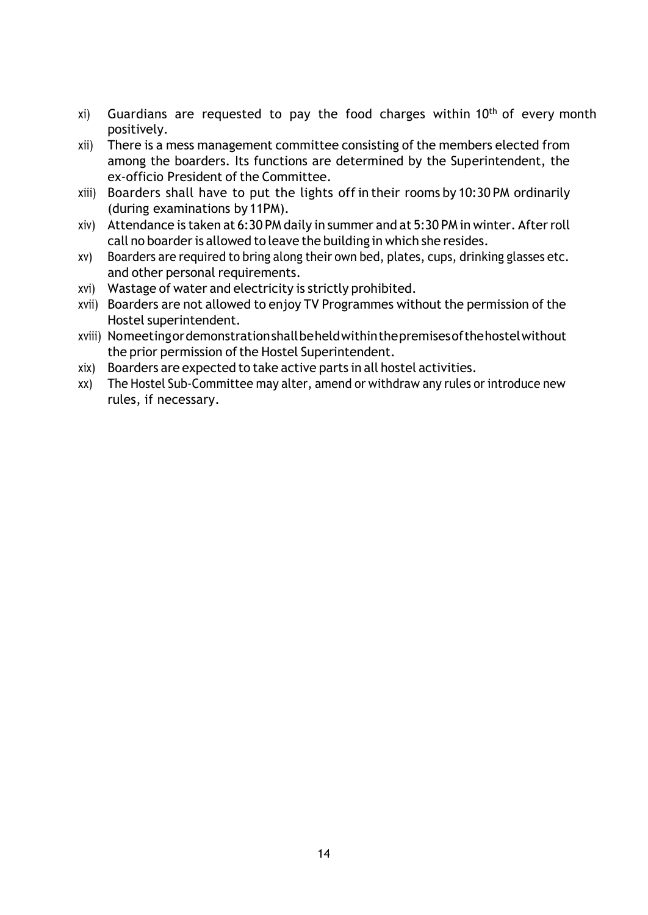xi) Guardians are requested to pay the food charges within 10th of every month positively.

xii) There is a mess management committee consisting of the members elected from among the boarders. Its functions are determined by the Superintendent, the ex-officio President of the Committee.

xiii) Boarders shall have to put the lights off in their rooms by 10:30 PM ordinarily (during examinations by 11PM).

xiv) Attendance is taken at 6:30 PM daily in summer and at 5:30 PM in winter. After roll call no boarder is allowed to leave the building in which she resides.

xv) Boarders are required to bring along their own bed, plates, cups, drinking glasses etc. and other personal requirements.

xvi) Wastage of water and electricity is strictly prohibited.

xvii) Boarders are not allowed to enjoy TV Programmes without the permission of the Hostel superintendent.

xviii) No meeting or demonstration shall be held within the premises of the hostel without the prior permission of the Hostel Superintendent.

xix) Boarders are expected to take active parts in all hostel activities.

xx) The Hostel Sub-Committee may alter, amend or withdraw any rules or introduce new rules, if necessary.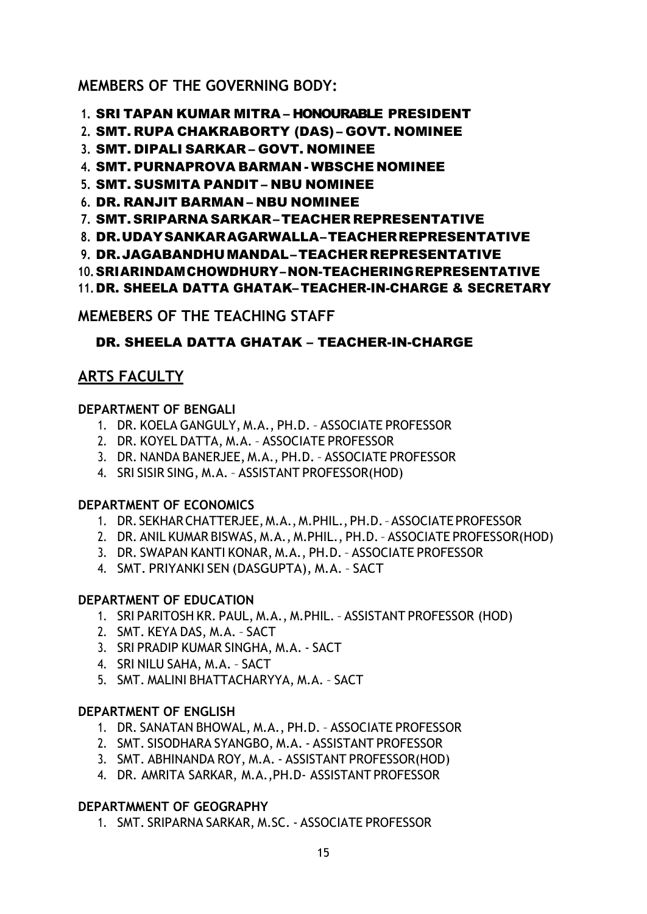## MEMBERS OF THE GOVERNING BODY:

1. **SRI TAPAN KUMAR MITRA – HONOURABLE PRESIDENT**
2. **SMT. RUPA CHAKRABORTY (DAS) – GOVT. NOMINEE**
3. **SMT. DIPALI SARKAR – GOVT. NOMINEE**
4. **SMT. PURNAPROVA BARMAN - WBSCHE NOMINEE**
5. **SMT. SUSMITA PANDIT – NBU NOMINEE**
6. **DR. RANJIT BARMAN – NBU NOMINEE**
7. **SMT. SRIPARNA SARKAR – TEACHER REPRESENTATIVE**
8. **DR. UDAY SANKAR AGARWALLA – TEACHER REPRESENTATIVE**
9. **DR. JAGABANDHU MANDAL – TEACHER REPRESENTATIVE**
10. **SRI ARINDAM CHOWDHURY – NON-TEACHERING REPRESENTATIVE**
11. **DR. SHEELA DATTA GHATAK– TEACHER-IN-CHARGE & SECRETARY**

## MEMEBERS OF THE TEACHING STAFF

**DR. SHEELA DATTA GHATAK – TEACHER-IN-CHARGE**

## ARTS FACULTY

### DEPARTMENT OF BENGALI

1. DR. KOELA GANGULY, M.A., PH.D. – ASSOCIATE PROFESSOR
2. DR. KOYEL DATTA, M.A. – ASSOCIATE PROFESSOR
3. DR. NANDA BANERJEE, M.A., PH.D. – ASSOCIATE PROFESSOR
4. SRI SISIR SING, M.A. – ASSISTANT PROFESSOR(HOD)

### DEPARTMENT OF ECONOMICS

1. DR. SEKHAR CHATTERJEE, M.A., M.PHIL., PH.D. – ASSOCIATE PROFESSOR
2. DR. ANIL KUMAR BISWAS, M.A., M.PHIL., PH.D. – ASSOCIATE PROFESSOR(HOD)
3. DR. SWAPAN KANTI KONAR, M.A., PH.D. – ASSOCIATE PROFESSOR
4. SMT. PRIYANKI SEN (DASGUPTA), M.A. – SACT

### DEPARTMENT OF EDUCATION

1. SRI PARITOSH KR. PAUL, M.A., M.PHIL. – ASSISTANT PROFESSOR (HOD)
2. SMT. KEYA DAS, M.A. – SACT
3. SRI PRADIP KUMAR SINGHA, M.A. - SACT
4. SRI NILU SAHA, M.A. – SACT
5. SMT. MALINI BHATTACHARYYA, M.A. – SACT

### DEPARTMENT OF ENGLISH

1. DR. SANATAN BHOWAL, M.A., PH.D. – ASSOCIATE PROFESSOR
2. SMT. SISODHARA SYANGBO, M.A. - ASSISTANT PROFESSOR
3. SMT. ABHINANDA ROY, M.A. - ASSISTANT PROFESSOR(HOD)
4. DR. AMRITA SARKAR, M.A.,PH.D- ASSISTANT PROFESSOR

### DEPARTMMENT OF GEOGRAPHY

1. SMT. SRIPARNA SARKAR, M.SC. - ASSOCIATE PROFESSOR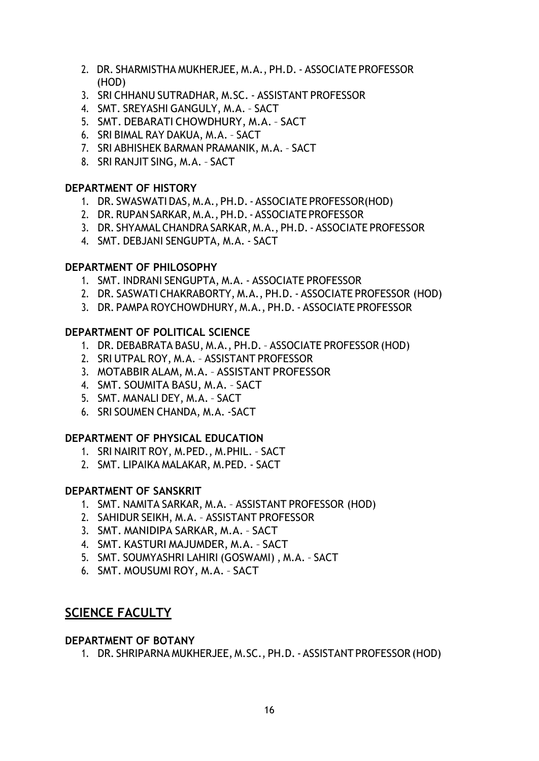2. DR. SHARMISTHA MUKHERJEE, M.A., PH.D. - ASSOCIATE PROFESSOR (HOD)
3. SRI CHHANU SUTRADHAR, M.SC. - ASSISTANT PROFESSOR
4. SMT. SREYASHI GANGULY, M.A. – SACT
5. SMT. DEBARATI CHOWDHURY, M.A. – SACT
6. SRI BIMAL RAY DAKUA, M.A. – SACT
7. SRI ABHISHEK BARMAN PRAMANIK, M.A. – SACT
8. SRI RANJIT SING, M.A. – SACT

**DEPARTMENT OF HISTORY**

1. DR. SWASWATI DAS, M.A., PH.D. - ASSOCIATE PROFESSOR(HOD)
2. DR. RUPAN SARKAR, M.A., PH.D. - ASSOCIATE PROFESSOR
3. DR. SHYAMAL CHANDRA SARKAR, M.A., PH.D. - ASSOCIATE PROFESSOR
4. SMT. DEBJANI SENGUPTA, M.A. - SACT

**DEPARTMENT OF PHILOSOPHY**

1. SMT. INDRANI SENGUPTA, M.A. - ASSOCIATE PROFESSOR
2. DR. SASWATI CHAKRABORTY, M.A., PH.D. - ASSOCIATE PROFESSOR (HOD)
3. DR. PAMPA ROYCHOWDHURY, M.A., PH.D. - ASSOCIATE PROFESSOR

**DEPARTMENT OF POLITICAL SCIENCE**

1. DR. DEBABRATA BASU, M.A., PH.D. – ASSOCIATE PROFESSOR (HOD)
2. SRI UTPAL ROY, M.A. – ASSISTANT PROFESSOR
3. MOTABBIR ALAM, M.A. – ASSISTANT PROFESSOR
4. SMT. SOUMITA BASU, M.A. – SACT
5. SMT. MANALI DEY, M.A. – SACT
6. SRI SOUMEN CHANDA, M.A. -SACT

**DEPARTMENT OF PHYSICAL EDUCATION**

1. SRI NAIRIT ROY, M.PED., M.PHIL. – SACT
2. SMT. LIPAIKA MALAKAR, M.PED. - SACT

**DEPARTMENT OF SANSKRIT**

1. SMT. NAMITA SARKAR, M.A. – ASSISTANT PROFESSOR (HOD)
2. SAHIDUR SEIKH, M.A. – ASSISTANT PROFESSOR
3. SMT. MANIDIPA SARKAR, M.A. – SACT
4. SMT. KASTURI MAJUMDER, M.A. – SACT
5. SMT. SOUMYASHRI LAHIRI (GOSWAMI) , M.A. – SACT
6. SMT. MOUSUMI ROY, M.A. – SACT

## SCIENCE FACULTY

**DEPARTMENT OF BOTANY**

1. DR. SHRIPARNA MUKHERJEE, M.SC., PH.D. - ASSISTANT PROFESSOR (HOD)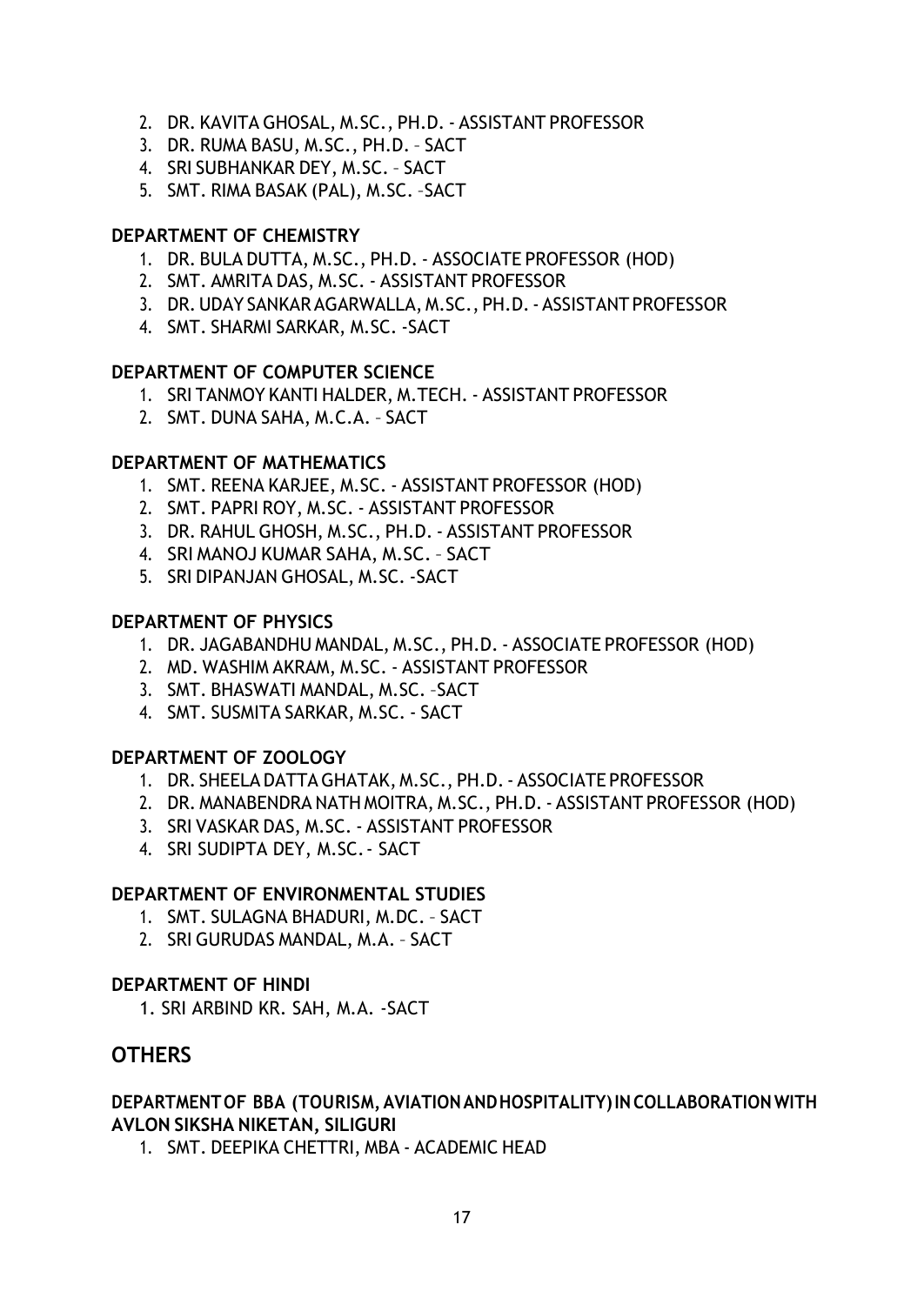2. DR. KAVITA GHOSAL, M.SC., PH.D. - ASSISTANT PROFESSOR
3. DR. RUMA BASU, M.SC., PH.D. – SACT
4. SRI SUBHANKAR DEY, M.SC. – SACT
5. SMT. RIMA BASAK (PAL), M.SC. –SACT

**DEPARTMENT OF CHEMISTRY**

1. DR. BULA DUTTA, M.SC., PH.D. - ASSOCIATE PROFESSOR (HOD)
2. SMT. AMRITA DAS, M.SC. - ASSISTANT PROFESSOR
3. DR. UDAY SANKAR AGARWALLA, M.SC., PH.D. - ASSISTANT PROFESSOR
4. SMT. SHARMI SARKAR, M.SC. -SACT

**DEPARTMENT OF COMPUTER SCIENCE**

1. SRI TANMOY KANTI HALDER, M.TECH. - ASSISTANT PROFESSOR
2. SMT. DUNA SAHA, M.C.A. – SACT

**DEPARTMENT OF MATHEMATICS**

1. SMT. REENA KARJEE, M.SC. - ASSISTANT PROFESSOR (HOD)
2. SMT. PAPRI ROY, M.SC. - ASSISTANT PROFESSOR
3. DR. RAHUL GHOSH, M.SC., PH.D. - ASSISTANT PROFESSOR
4. SRI MANOJ KUMAR SAHA, M.SC. – SACT
5. SRI DIPANJAN GHOSAL, M.SC. -SACT

**DEPARTMENT OF PHYSICS**

1. DR. JAGABANDHU MANDAL, M.SC., PH.D. - ASSOCIATE PROFESSOR (HOD)
2. MD. WASHIM AKRAM, M.SC. - ASSISTANT PROFESSOR
3. SMT. BHASWATI MANDAL, M.SC. –SACT
4. SMT. SUSMITA SARKAR, M.SC. - SACT

**DEPARTMENT OF ZOOLOGY**

1. DR. SHEELA DATTA GHATAK, M.SC., PH.D. - ASSOCIATE PROFESSOR
2. DR. MANABENDRA NATH MOITRA, M.SC., PH.D. - ASSISTANT PROFESSOR (HOD)
3. SRI VASKAR DAS, M.SC. - ASSISTANT PROFESSOR
4. SRI SUDIPTA DEY, M.SC. - SACT

**DEPARTMENT OF ENVIRONMENTAL STUDIES**

1. SMT. SULAGNA BHADURI, M.DC. – SACT
2. SRI GURUDAS MANDAL, M.A. – SACT

**DEPARTMENT OF HINDI**

1. SRI ARBIND KR. SAH, M.A. -SACT

## OTHERS

**DEPARTMENT OF BBA (TOURISM, AVIATION AND HOSPITALITY) IN COLLABORATION WITH AVLON SIKSHA NIKETAN, SILIGURI**

1. SMT. DEEPIKA CHETTRI, MBA - ACADEMIC HEAD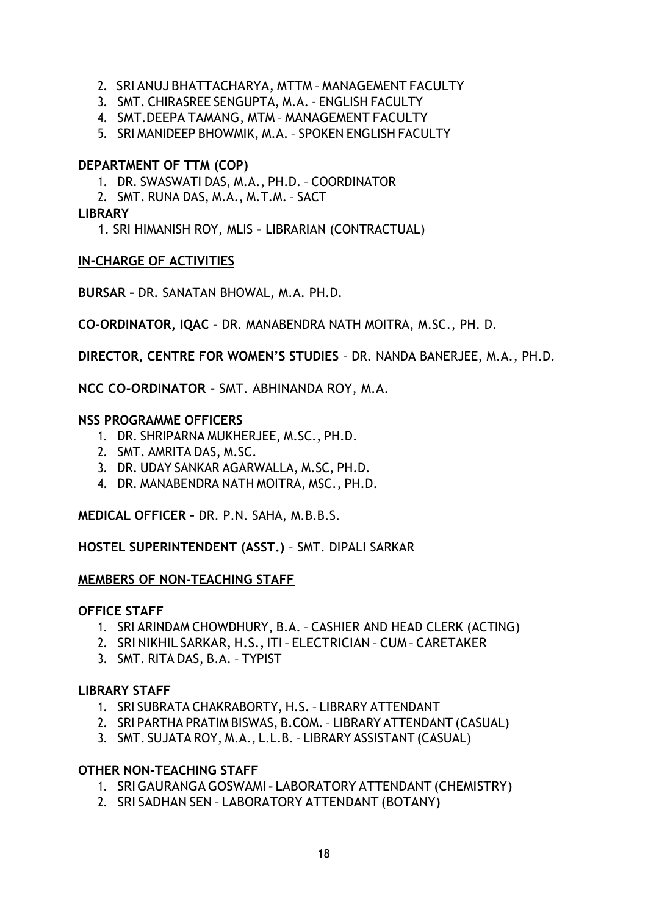2. SRI ANUJ BHATTACHARYA, MTTM – MANAGEMENT FACULTY
3. SMT. CHIRASREE SENGUPTA, M.A. - ENGLISH FACULTY
4. SMT.DEEPA TAMANG, MTM – MANAGEMENT FACULTY
5. SRI MANIDEEP BHOWMIK, M.A. – SPOKEN ENGLISH FACULTY

**DEPARTMENT OF TTM (COP)**

1. DR. SWASWATI DAS, M.A., PH.D. – COORDINATOR
2. SMT. RUNA DAS, M.A., M.T.M. – SACT

**LIBRARY**

1. SRI HIMANISH ROY, MLIS – LIBRARIAN (CONTRACTUAL)

**IN-CHARGE OF ACTIVITIES**

**BURSAR –** DR. SANATAN BHOWAL, M.A. PH.D.

**CO-ORDINATOR, IQAC –** DR. MANABENDRA NATH MOITRA, M.SC., PH. D.

**DIRECTOR, CENTRE FOR WOMEN'S STUDIES** – DR. NANDA BANERJEE, M.A., PH.D.

**NCC CO-ORDINATOR –** SMT. ABHINANDA ROY, M.A.

**NSS PROGRAMME OFFICERS**

1. DR. SHRIPARNA MUKHERJEE, M.SC., PH.D.
2. SMT. AMRITA DAS, M.SC.
3. DR. UDAY SANKAR AGARWALLA, M.SC, PH.D.
4. DR. MANABENDRA NATH MOITRA, MSC., PH.D.

**MEDICAL OFFICER –** DR. P.N. SAHA, M.B.B.S.

**HOSTEL SUPERINTENDENT (ASST.)** – SMT. DIPALI SARKAR

**MEMBERS OF NON-TEACHING STAFF**

**OFFICE STAFF**

1. SRI ARINDAM CHOWDHURY, B.A. – CASHIER AND HEAD CLERK (ACTING)
2. SRI NIKHIL SARKAR, H.S., ITI – ELECTRICIAN – CUM – CARETAKER
3. SMT. RITA DAS, B.A. – TYPIST

**LIBRARY STAFF**

1. SRI SUBRATA CHAKRABORTY, H.S. – LIBRARY ATTENDANT
2. SRI PARTHA PRATIM BISWAS, B.COM. – LIBRARY ATTENDANT (CASUAL)
3. SMT. SUJATA ROY, M.A., L.L.B. – LIBRARY ASSISTANT (CASUAL)

**OTHER NON-TEACHING STAFF**

1. SRI GAURANGA GOSWAMI – LABORATORY ATTENDANT (CHEMISTRY)
2. SRI SADHAN SEN – LABORATORY ATTENDANT (BOTANY)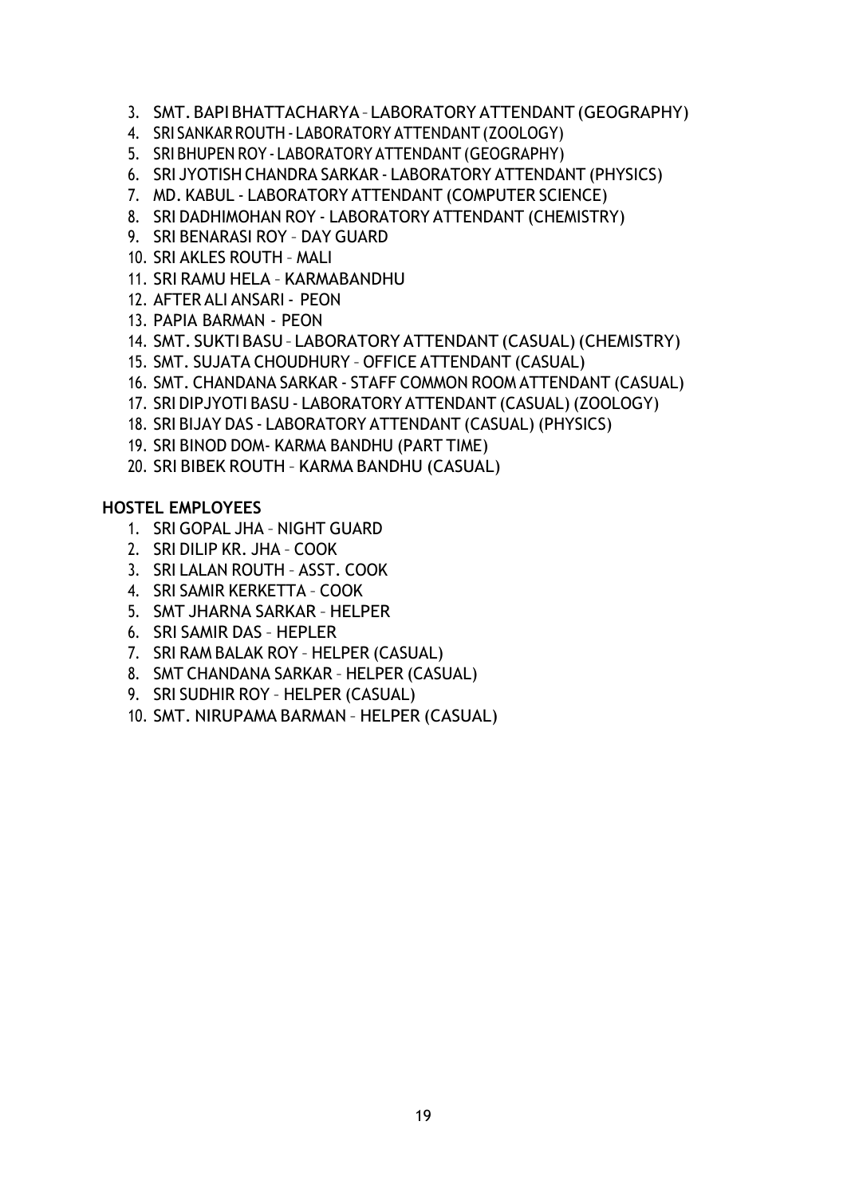3. SMT. BAPI BHATTACHARYA – LABORATORY ATTENDANT (GEOGRAPHY)
4. SRI SANKAR ROUTH - LABORATORY ATTENDANT (ZOOLOGY)
5. SRI BHUPEN ROY - LABORATORY ATTENDANT (GEOGRAPHY)
6. SRI JYOTISH CHANDRA SARKAR - LABORATORY ATTENDANT (PHYSICS)
7. MD. KABUL - LABORATORY ATTENDANT (COMPUTER SCIENCE)
8. SRI DADHIMOHAN ROY - LABORATORY ATTENDANT (CHEMISTRY)
9. SRI BENARASI ROY – DAY GUARD
10. SRI AKLES ROUTH – MALI
11. SRI RAMU HELA – KARMABANDHU
12. AFTER ALI ANSARI - PEON
13. PAPIA BARMAN - PEON
14. SMT. SUKTI BASU – LABORATORY ATTENDANT (CASUAL) (CHEMISTRY)
15. SMT. SUJATA CHOUDHURY – OFFICE ATTENDANT (CASUAL)
16. SMT. CHANDANA SARKAR - STAFF COMMON ROOM ATTENDANT (CASUAL)
17. SRI DIPJYOTI BASU - LABORATORY ATTENDANT (CASUAL) (ZOOLOGY)
18. SRI BIJAY DAS - LABORATORY ATTENDANT (CASUAL) (PHYSICS)
19. SRI BINOD DOM- KARMA BANDHU (PART TIME)
20. SRI BIBEK ROUTH – KARMA BANDHU (CASUAL)

**HOSTEL EMPLOYEES**

1. SRI GOPAL JHA – NIGHT GUARD
2. SRI DILIP KR. JHA – COOK
3. SRI LALAN ROUTH – ASST. COOK
4. SRI SAMIR KERKETTA – COOK
5. SMT JHARNA SARKAR – HELPER
6. SRI SAMIR DAS – HEPLER
7. SRI RAM BALAK ROY – HELPER (CASUAL)
8. SMT CHANDANA SARKAR – HELPER (CASUAL)
9. SRI SUDHIR ROY – HELPER (CASUAL)
10. SMT. NIRUPAMA BARMAN – HELPER (CASUAL)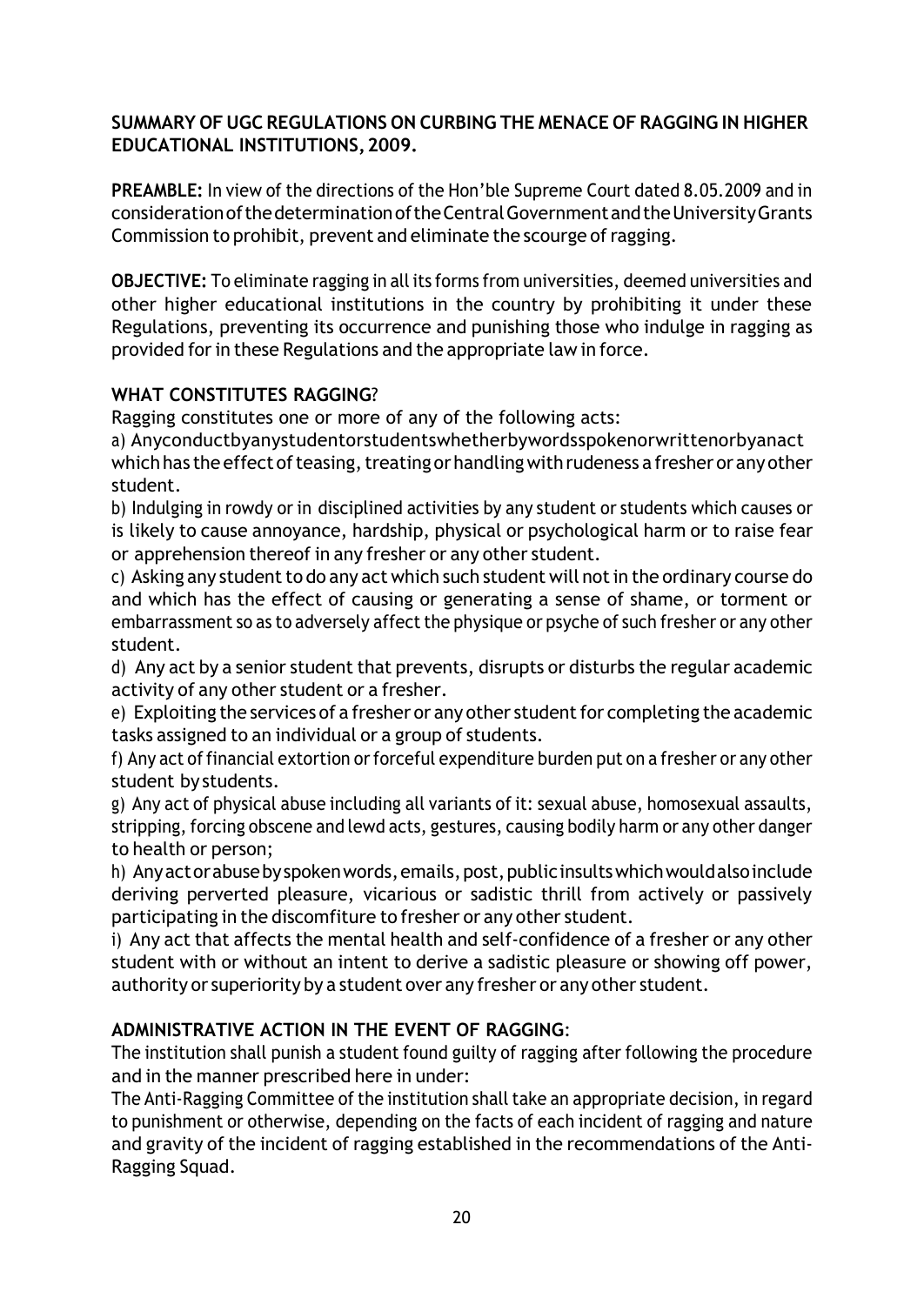**SUMMARY OF UGC REGULATIONS ON CURBING THE MENACE OF RAGGING IN HIGHER EDUCATIONAL INSTITUTIONS, 2009.**

**PREAMBLE:** In view of the directions of the Hon'ble Supreme Court dated 8.05.2009 and in consideration of the determination of the Central Government and the University Grants Commission to prohibit, prevent and eliminate the scourge of ragging.

**OBJECTIVE:** To eliminate ragging in all its forms from universities, deemed universities and other higher educational institutions in the country by prohibiting it under these Regulations, preventing its occurrence and punishing those who indulge in ragging as provided for in these Regulations and the appropriate law in force.

**WHAT CONSTITUTES RAGGING?**

Ragging constitutes one or more of any of the following acts:

a) Any conduct by any student or students whether by words spoken or written or by an act which has the effect of teasing, treating or handling with rudeness a fresher or any other student.

b) Indulging in rowdy or in disciplined activities by any student or students which causes or is likely to cause annoyance, hardship, physical or psychological harm or to raise fear or apprehension thereof in any fresher or any other student.

c) Asking any student to do any act which such student will not in the ordinary course do and which has the effect of causing or generating a sense of shame, or torment or embarrassment so as to adversely affect the physique or psyche of such fresher or any other student.

d) Any act by a senior student that prevents, disrupts or disturbs the regular academic activity of any other student or a fresher.

e) Exploiting the services of a fresher or any other student for completing the academic tasks assigned to an individual or a group of students.

f) Any act of financial extortion or forceful expenditure burden put on a fresher or any other student by students.

g) Any act of physical abuse including all variants of it: sexual abuse, homosexual assaults, stripping, forcing obscene and lewd acts, gestures, causing bodily harm or any other danger to health or person;

h) Any act or abuse by spoken words, emails, post, public insults which would also include deriving perverted pleasure, vicarious or sadistic thrill from actively or passively participating in the discomfiture to fresher or any other student.

i) Any act that affects the mental health and self-confidence of a fresher or any other student with or without an intent to derive a sadistic pleasure or showing off power, authority or superiority by a student over any fresher or any other student.

**ADMINISTRATIVE ACTION IN THE EVENT OF RAGGING**:

The institution shall punish a student found guilty of ragging after following the procedure and in the manner prescribed here in under:

The Anti-Ragging Committee of the institution shall take an appropriate decision, in regard to punishment or otherwise, depending on the facts of each incident of ragging and nature and gravity of the incident of ragging established in the recommendations of the Anti-Ragging Squad.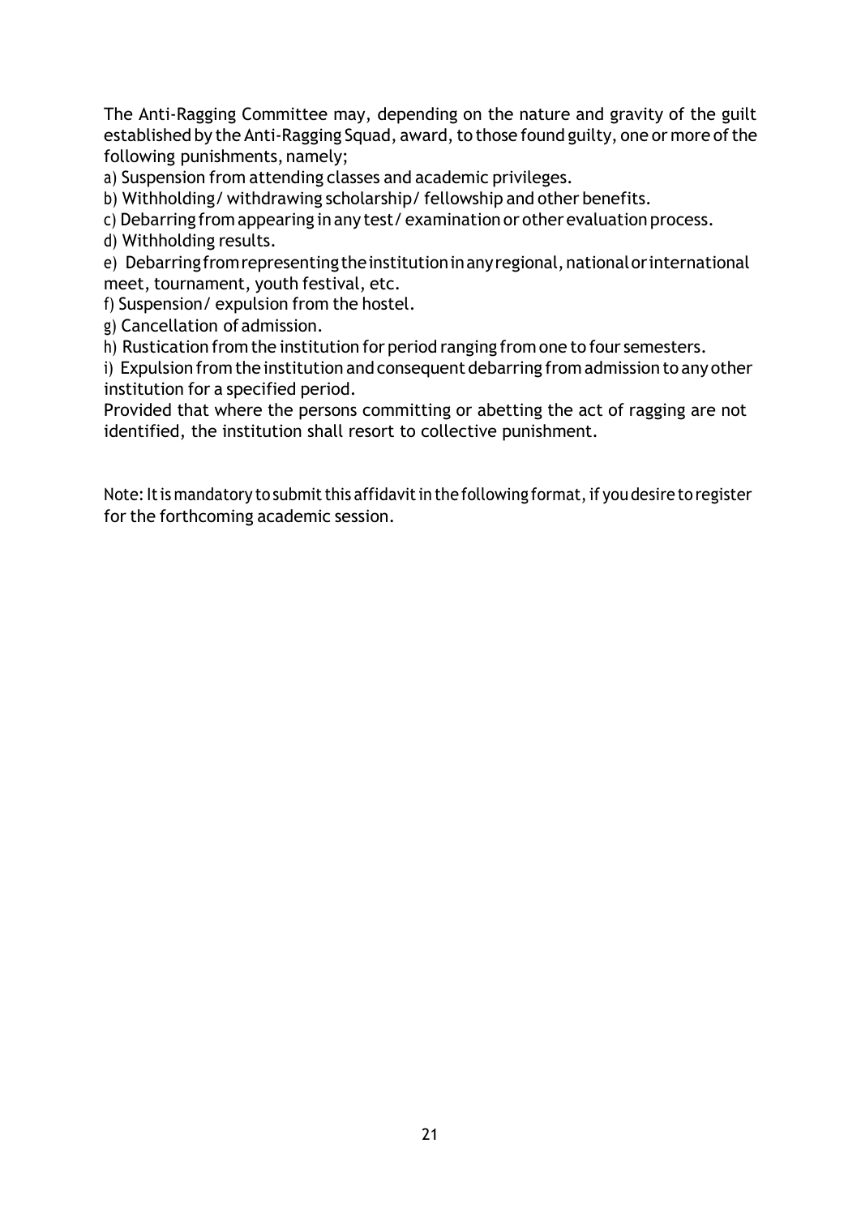The Anti-Ragging Committee may, depending on the nature and gravity of the guilt established by the Anti-Ragging Squad, award, to those found guilty, one or more of the following punishments, namely;

a) Suspension from attending classes and academic privileges.

b) Withholding/ withdrawing scholarship/ fellowship and other benefits.

c) Debarring from appearing in any test/ examination or other evaluation process.

d) Withholding results.

e) Debarring from representing the institution in any regional, national or international meet, tournament, youth festival, etc.

f) Suspension/ expulsion from the hostel.

g) Cancellation of admission.

h) Rustication from the institution for period ranging from one to four semesters.

i) Expulsion from the institution and consequent debarring from admission to any other institution for a specified period.

Provided that where the persons committing or abetting the act of ragging are not identified, the institution shall resort to collective punishment.

Note: It is mandatory to submit this affidavit in the following format, if you desire to register for the forthcoming academic session.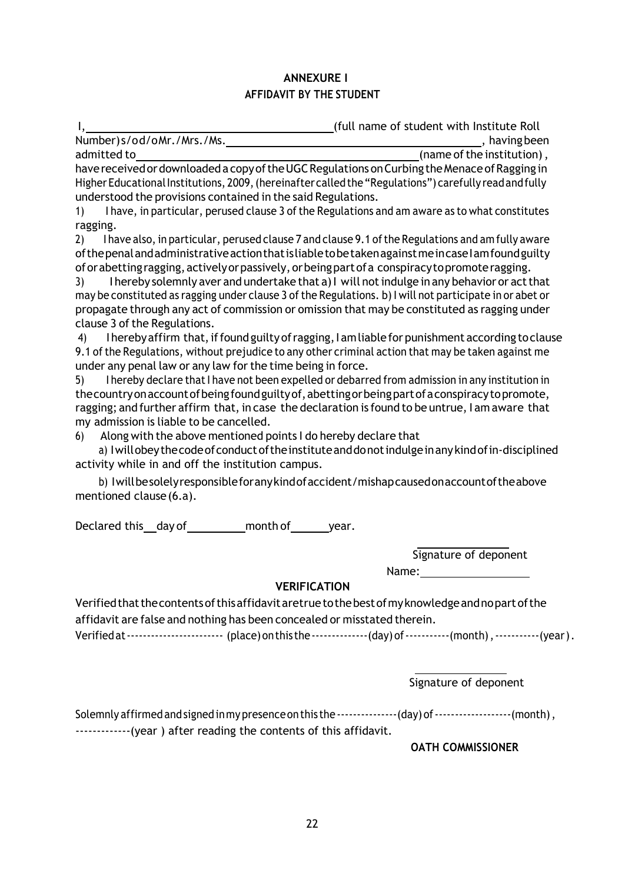## ANNEXURE I
## AFFIDAVIT BY THE STUDENT

I, \_\_\_\_\_\_\_\_\_\_\_\_\_\_\_\_\_\_\_\_\_\_\_\_\_\_\_\_\_\_\_\_\_\_\_\_ (full name of student with Institute Roll Number) s/o d/o Mr./Mrs./Ms. \_\_\_\_\_\_\_\_\_\_\_\_\_\_\_\_\_\_\_\_\_\_\_\_\_\_\_\_\_\_\_\_\_\_\_\_, having been admitted to \_\_\_\_\_\_\_\_\_\_\_\_\_\_\_\_\_\_\_\_\_\_\_\_\_\_\_\_\_\_\_\_\_\_\_\_ (name of the institution), have received or downloaded a copy of the UGC Regulations on Curbing the Menace of Ragging in Higher Educational Institutions, 2009, (hereinafter called the "Regulations") carefully read and fully understood the provisions contained in the said Regulations.

1) I have, in particular, perused clause 3 of the Regulations and am aware as to what constitutes ragging.

2) I have also, in particular, perused clause 7 and clause 9.1 of the Regulations and am fully aware of the penal and administrative action that is liable to be taken against me in case I am found guilty of or abetting ragging, actively or passively, or being part of a conspiracy to promote ragging.

3) I hereby solemnly aver and undertake that a) I will not indulge in any behavior or act that may be constituted as ragging under clause 3 of the Regulations. b) I will not participate in or abet or propagate through any act of commission or omission that may be constituted as ragging under clause 3 of the Regulations.

4) I hereby affirm that, if found guilty of ragging, I am liable for punishment according to clause 9.1 of the Regulations, without prejudice to any other criminal action that may be taken against me under any penal law or any law for the time being in force.

5) I hereby declare that I have not been expelled or debarred from admission in any institution in the country on account of being found guilty of, abetting or being part of a conspiracy to promote, ragging; and further affirm that, in case the declaration is found to be untrue, I am aware that my admission is liable to be cancelled.

6) Along with the above mentioned points I do hereby declare that

a) I will obey the code of conduct of the institute and do not indulge in any kind of in-disciplined activity while in and off the institution campus.

b) I will be solely responsible for any kind of accident/mishap caused on account of the above mentioned clause (6.a).

Declared this \_\_ day of \_\_\_\_\_\_\_\_\_ month of \_\_\_\_\_\_ year.

\_\_\_\_\_\_\_\_\_\_\_\_\_\_\_\_
Signature of deponent
Name: \_\_\_\_\_\_\_\_\_\_\_\_\_\_\_\_

### VERIFICATION

Verified that the contents of this affidavit are true to the best of my knowledge and no part of the affidavit are false and nothing has been concealed or misstated therein.

Verified at ----------------------- (place) on this the -------------- (day) of ----------- (month), ----------- (year).

\_\_\_\_\_\_\_\_\_\_\_\_\_\_\_\_
Signature of deponent

Solemnly affirmed and signed in my presence on this the --------------- (day) of ------------------- (month), ------------- (year) after reading the contents of this affidavit.

**OATH COMMISSIONER**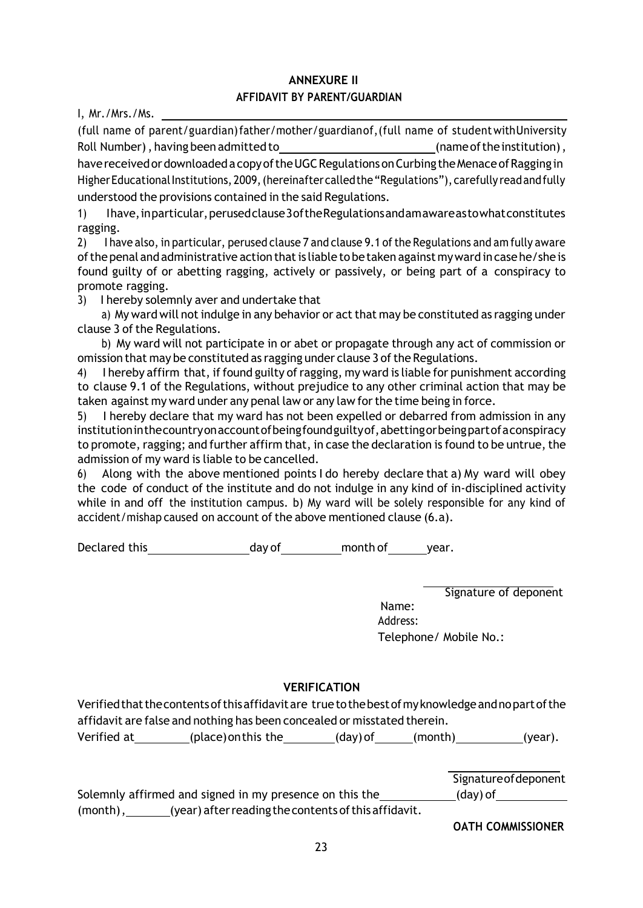## ANNEXURE II

## AFFIDAVIT BY PARENT/GUARDIAN

I, Mr./Mrs./Ms. ____________________________________________

(full name of parent/guardian) father/mother/guardian of, (full name of student with University Roll Number), having been admitted to ____________________ (name of the institution), have received or downloaded a copy of the UGC Regulations on Curbing the Menace of Ragging in Higher Educational Institutions, 2009, (hereinafter called the "Regulations"), carefully read and fully understood the provisions contained in the said Regulations.

1) I have, in particular, perused clause 3 of the Regulations and am aware as to what constitutes ragging.

2) I have also, in particular, perused clause 7 and clause 9.1 of the Regulations and am fully aware of the penal and administrative action that is liable to be taken against my ward in case he/she is found guilty of or abetting ragging, actively or passively, or being part of a conspiracy to promote ragging.

3) I hereby solemnly aver and undertake that

a) My ward will not indulge in any behavior or act that may be constituted as ragging under clause 3 of the Regulations.

b) My ward will not participate in or abet or propagate through any act of commission or omission that may be constituted as ragging under clause 3 of the Regulations.

4) I hereby affirm that, if found guilty of ragging, my ward is liable for punishment according to clause 9.1 of the Regulations, without prejudice to any other criminal action that may be taken against my ward under any penal law or any law for the time being in force.

5) I hereby declare that my ward has not been expelled or debarred from admission in any institution in the country on account of being found guilty of, abetting or being part of a conspiracy to promote, ragging; and further affirm that, in case the declaration is found to be untrue, the admission of my ward is liable to be cancelled.

6) Along with the above mentioned points I do hereby declare that a) My ward will obey the code of conduct of the institute and do not indulge in any kind of in-disciplined activity while in and off the institution campus. b) My ward will be solely responsible for any kind of accident/mishap caused on account of the above mentioned clause (6.a).

Declared this ______________ day of __________ month of ______ year.

____________________

Signature of deponent

Name:

Address:

Telephone/ Mobile No.:

### VERIFICATION

Verified that the contents of this affidavit are true to the best of my knowledge and no part of the affidavit are false and nothing has been concealed or misstated therein.

Verified at ________ (place) on this the ________ (day) of ______ (month) __________ (year).

____________________

Signature of deponent

Solemnly affirmed and signed in my presence on this the ____________ (day) of ___________ (month), _______ (year) after reading the contents of this affidavit.

**OATH COMMISSIONER**